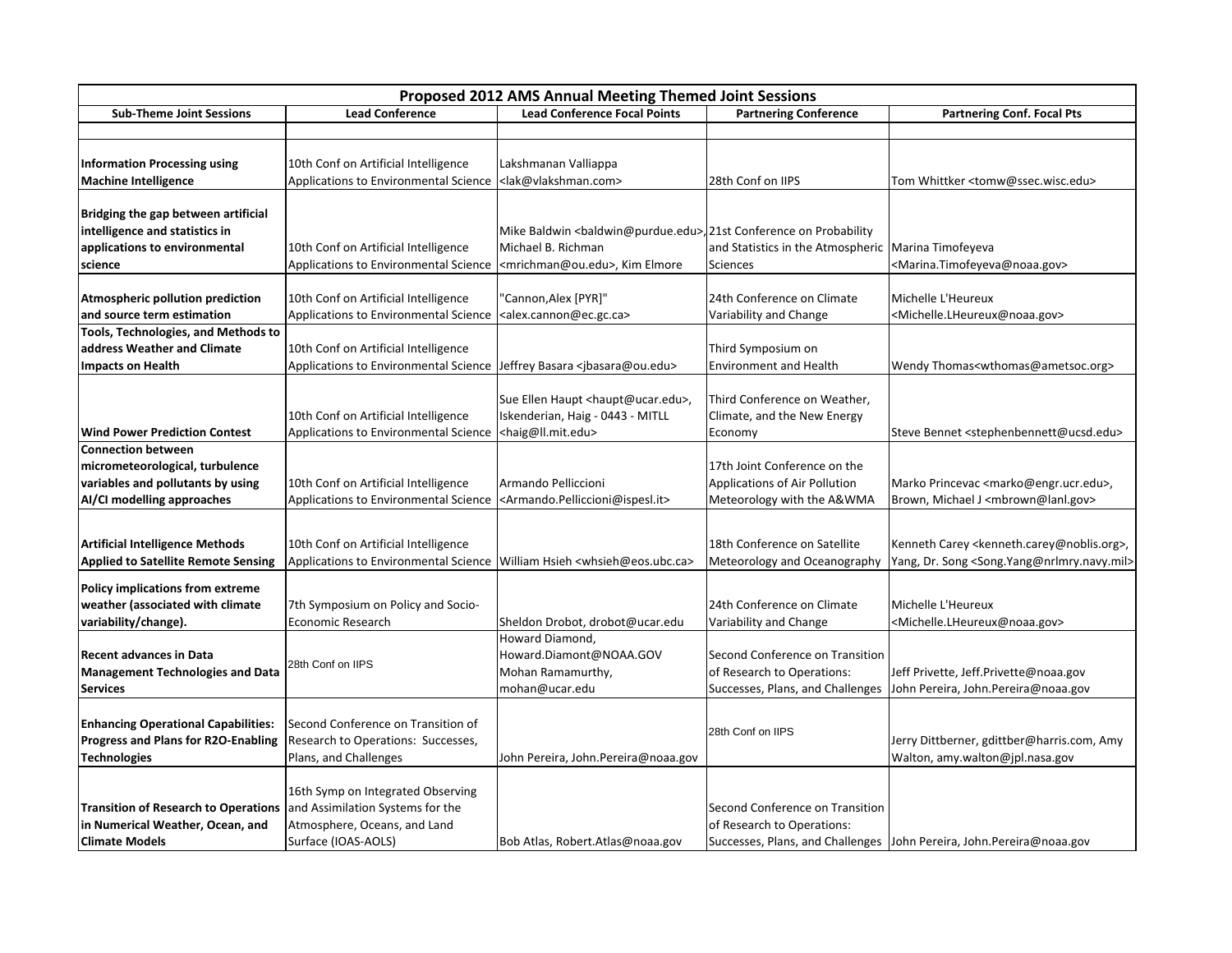# Proposed 2012 AMS Annual Meeting Themed Joint Sessions

| Sub-Theme Joint Sessions | Lead Conference | Lead Conference Focal Points | Partnering Conference | Partnering Conf. Focal Pts |
|---|---|---|---|---|
| | | | | |
| **Information Processing using Machine Intelligence** | 10th Conf on Artificial Intelligence Applications to Environmental Science | Lakshmanan Valliappa <lak@vlakshman.com> | 28th Conf on IIPS | Tom Whittker <tomw@ssec.wisc.edu> |
| **Bridging the gap between artificial intelligence and statistics in applications to environmental science** | 10th Conf on Artificial Intelligence Applications to Environmental Science | Mike Baldwin <baldwin@purdue.edu>, Michael B. Richman <mrichman@ou.edu>, Kim Elmore | 21st Conference on Probability and Statistics in the Atmospheric Sciences | Marina Timofeyeva <Marina.Timofeyeva@noaa.gov> |
| **Atmospheric pollution prediction and source term estimation** | 10th Conf on Artificial Intelligence Applications to Environmental Science | "Cannon,Alex [PYR]" <alex.cannon@ec.gc.ca> | 24th Conference on Climate Variability and Change | Michelle L'Heureux <Michelle.LHeureux@noaa.gov> |
| **Tools, Technologies, and Methods to address Weather and Climate Impacts on Health** | 10th Conf on Artificial Intelligence Applications to Environmental Science | Jeffrey Basara <jbasara@ou.edu> | Third Symposium on Environment and Health | Wendy Thomas<wthomas@ametsoc.org> |
| **Wind Power Prediction Contest** | 10th Conf on Artificial Intelligence Applications to Environmental Science | Sue Ellen Haupt <haupt@ucar.edu>, Iskenderian, Haig - 0443 - MITLL <haig@ll.mit.edu> | Third Conference on Weather, Climate, and the New Energy Economy | Steve Bennet <stephenbennett@ucsd.edu> |
| **Connection between micrometeorological, turbulence variables and pollutants by using AI/CI modelling approaches** | 10th Conf on Artificial Intelligence Applications to Environmental Science | Armando Pelliccioni <Armando.Pelliccioni@ispesl.it> | 17th Joint Conference on the Applications of Air Pollution Meteorology with the A&WMA | Marko Princevac <marko@engr.ucr.edu>, Brown, Michael J <mbrown@lanl.gov> |
| **Artificial Intelligence Methods Applied to Satellite Remote Sensing** | 10th Conf on Artificial Intelligence Applications to Environmental Science | William Hsieh <whsieh@eos.ubc.ca> | 18th Conference on Satellite Meteorology and Oceanography | Kenneth Carey <kenneth.carey@noblis.org>, Yang, Dr. Song <Song.Yang@nrlmry.navy.mil> |
| **Policy implications from extreme weather (associated with climate variability/change).** | 7th Symposium on Policy and Socio-Economic Research | Sheldon Drobot, drobot@ucar.edu | 24th Conference on Climate Variability and Change | Michelle L'Heureux <Michelle.LHeureux@noaa.gov> |
| **Recent advances in Data Management Technologies and Data Services** | 28th Conf on IIPS | Howard Diamond, Howard.Diamond@NOAA.GOV Mohan Ramamurthy, mohan@ucar.edu | Second Conference on Transition of Research to Operations: Successes, Plans, and Challenges | Jeff Privette, Jeff.Privette@noaa.gov John Pereira, John.Pereira@noaa.gov |
| **Enhancing Operational Capabilities: Progress and Plans for R2O-Enabling Technologies** | Second Conference on Transition of Research to Operations: Successes, Plans, and Challenges | John Pereira, John.Pereira@noaa.gov | 28th Conf on IIPS | Jerry Dittberner, gdittber@harris.com, Amy Walton, amy.walton@jpl.nasa.gov |
| **Transition of Research to Operations in Numerical Weather, Ocean, and Climate Models** | 16th Symp on Integrated Observing and Assimilation Systems for the Atmosphere, Oceans, and Land Surface (IOAS-AOLS) | Bob Atlas, Robert.Atlas@noaa.gov | Second Conference on Transition of Research to Operations: Successes, Plans, and Challenges | John Pereira, John.Pereira@noaa.gov |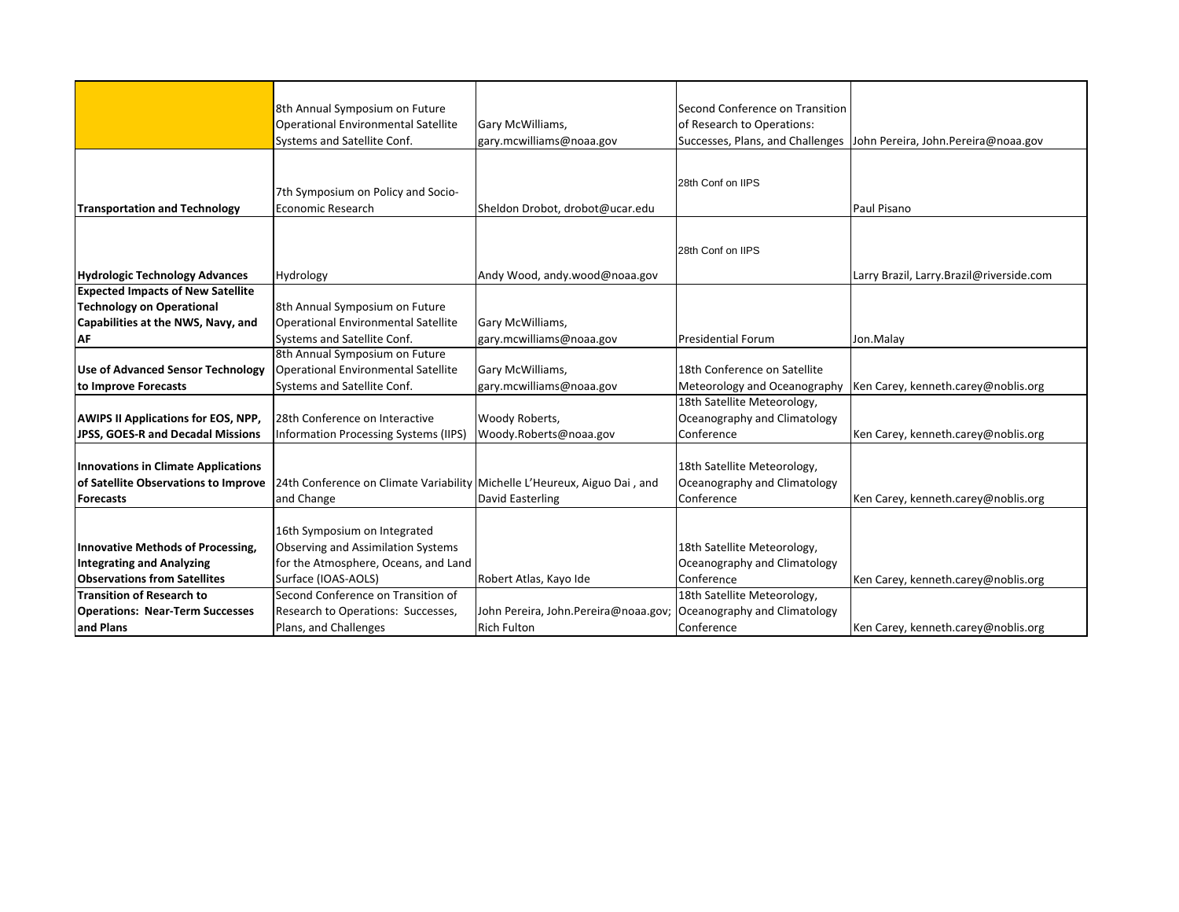| | | | | |
|---|---|---|---|---|
| | 8th Annual Symposium on Future Operational Environmental Satellite Systems and Satellite Conf. | Gary McWilliams, gary.mcwilliams@noaa.gov | Second Conference on Transition of Research to Operations: Successes, Plans, and Challenges | John Pereira, John.Pereira@noaa.gov |
| **Transportation and Technology** | 7th Symposium on Policy and Socio-Economic Research | Sheldon Drobot, drobot@ucar.edu | 28th Conf on IIPS | Paul Pisano |
| **Hydrologic Technology Advances** | Hydrology | Andy Wood, andy.wood@noaa.gov | 28th Conf on IIPS | Larry Brazil, Larry.Brazil@riverside.com |
| **Expected Impacts of New Satellite Technology on Operational Capabilities at the NWS, Navy, and AF** | 8th Annual Symposium on Future Operational Environmental Satellite Systems and Satellite Conf. | Gary McWilliams, gary.mcwilliams@noaa.gov | Presidential Forum | Jon.Malay |
| **Use of Advanced Sensor Technology to Improve Forecasts** | 8th Annual Symposium on Future Operational Environmental Satellite Systems and Satellite Conf. | Gary McWilliams, gary.mcwilliams@noaa.gov | 18th Conference on Satellite Meteorology and Oceanography | Ken Carey, kenneth.carey@noblis.org |
| **AWIPS II Applications for EOS, NPP, JPSS, GOES-R and Decadal Missions** | 28th Conference on Interactive Information Processing Systems (IIPS) | Woody Roberts, Woody.Roberts@noaa.gov | 18th Satellite Meteorology, Oceanography and Climatology Conference | Ken Carey, kenneth.carey@noblis.org |
| **Innovations in Climate Applications of Satellite Observations to Improve Forecasts** | 24th Conference on Climate Variability and Change | Michelle L'Heureux, Aiguo Dai , and David Easterling | 18th Satellite Meteorology, Oceanography and Climatology Conference | Ken Carey, kenneth.carey@noblis.org |
| **Innovative Methods of Processing, Integrating and Analyzing Observations from Satellites** | 16th Symposium on Integrated Observing and Assimilation Systems for the Atmosphere, Oceans, and Land Surface (IOAS-AOLS) | Robert Atlas, Kayo Ide | 18th Satellite Meteorology, Oceanography and Climatology Conference | Ken Carey, kenneth.carey@noblis.org |
| **Transition of Research to Operations: Near-Term Successes and Plans** | Second Conference on Transition of Research to Operations: Successes, Plans, and Challenges | John Pereira, John.Pereira@noaa.gov; Rich Fulton | 18th Satellite Meteorology, Oceanography and Climatology Conference | Ken Carey, kenneth.carey@noblis.org |